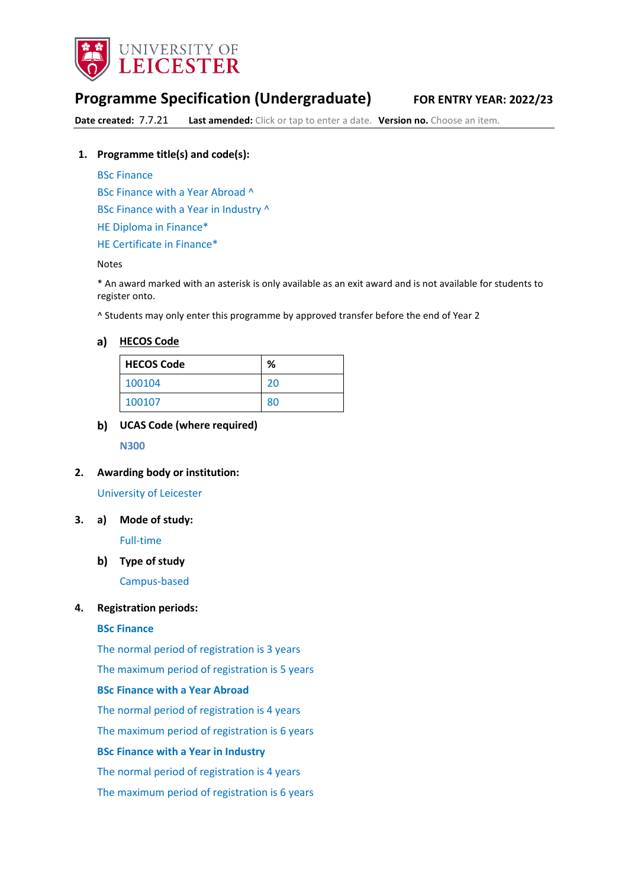UNIVERSITY OF LEICESTER

# Programme Specification (Undergraduate)

**FOR ENTRY YEAR: 2022/23**

**Date created:** 7.7.21 **Last amended:** Click or tap to enter a date. **Version no.** Choose an item.

## 1. Programme title(s) and code(s):

BSc Finance

BSc Finance with a Year Abroad ^

BSc Finance with a Year in Industry ^

HE Diploma in Finance*

HE Certificate in Finance*

Notes

* An award marked with an asterisk is only available as an exit award and is not available for students to register onto.

^ Students may only enter this programme by approved transfer before the end of Year 2

### a) HECOS Code

| HECOS Code | % |
|---|---|
| 100104 | 20 |
| 100107 | 80 |

### b) UCAS Code (where required)

N300

## 2. Awarding body or institution:

University of Leicester

## 3. a) Mode of study:

Full-time

### b) Type of study

Campus-based

## 4. Registration periods:

**BSc Finance**

The normal period of registration is 3 years

The maximum period of registration is 5 years

**BSc Finance with a Year Abroad**

The normal period of registration is 4 years

The maximum period of registration is 6 years

**BSc Finance with a Year in Industry**

The normal period of registration is 4 years

The maximum period of registration is 6 years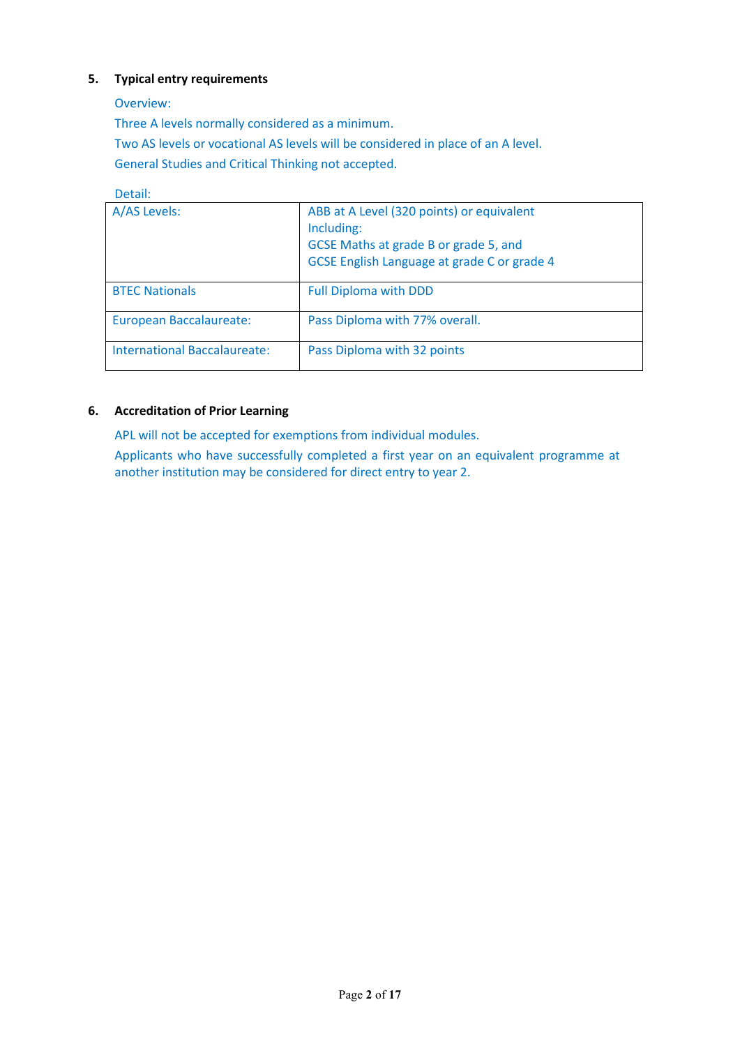## 5. Typical entry requirements

Overview:

Three A levels normally considered as a minimum.

Two AS levels or vocational AS levels will be considered in place of an A level.

General Studies and Critical Thinking not accepted.

Detail:

| A/AS Levels: | ABB at A Level (320 points) or equivalent<br>Including:<br>GCSE Maths at grade B or grade 5, and<br>GCSE English Language at grade C or grade 4 |
|---|---|
| BTEC Nationals | Full Diploma with DDD |
| European Baccalaureate: | Pass Diploma with 77% overall. |
| International Baccalaureate: | Pass Diploma with 32 points |

## 6. Accreditation of Prior Learning

APL will not be accepted for exemptions from individual modules.

Applicants who have successfully completed a first year on an equivalent programme at another institution may be considered for direct entry to year 2.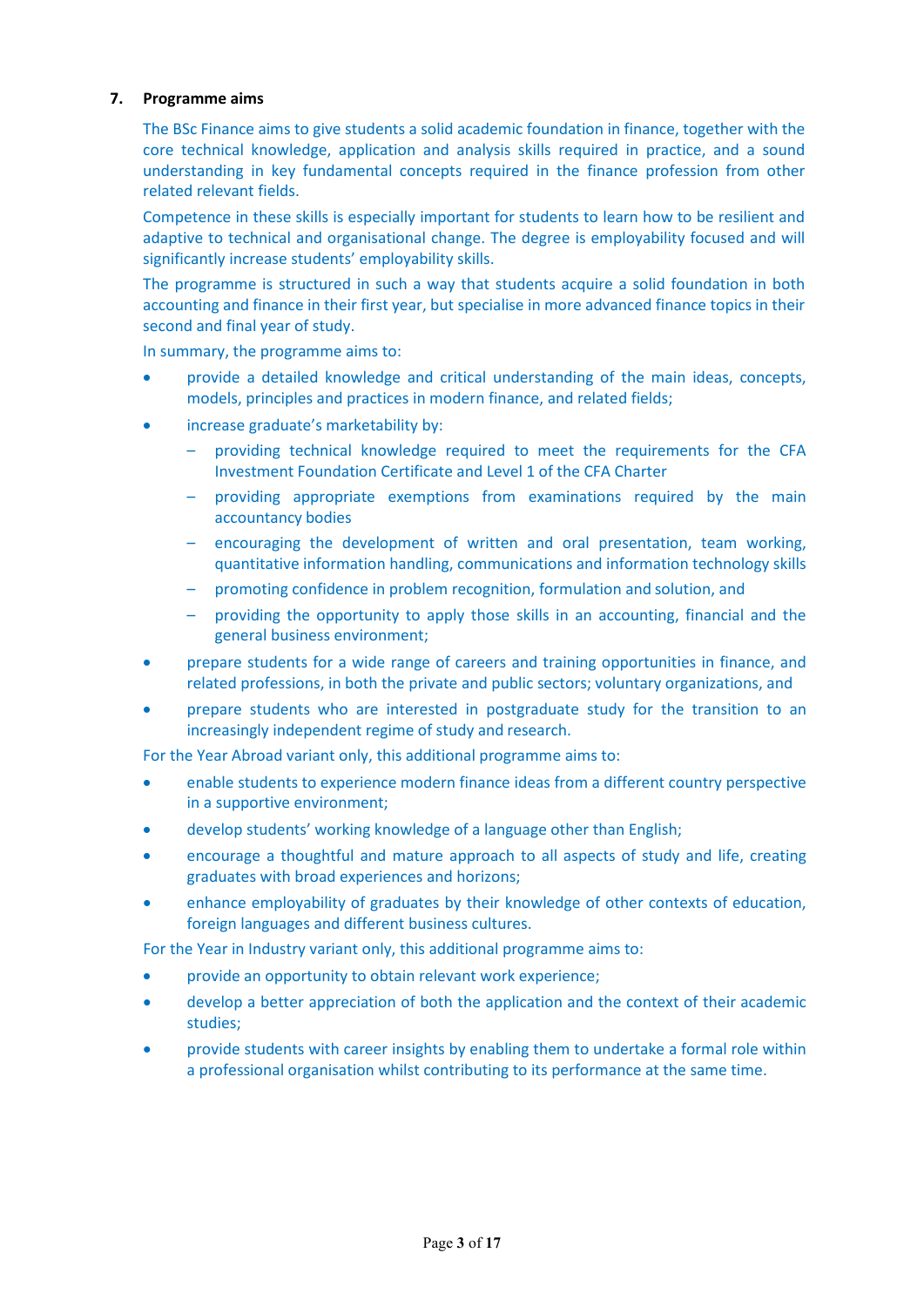## 7. Programme aims

The BSc Finance aims to give students a solid academic foundation in finance, together with the core technical knowledge, application and analysis skills required in practice, and a sound understanding in key fundamental concepts required in the finance profession from other related relevant fields.

Competence in these skills is especially important for students to learn how to be resilient and adaptive to technical and organisational change. The degree is employability focused and will significantly increase students' employability skills.

The programme is structured in such a way that students acquire a solid foundation in both accounting and finance in their first year, but specialise in more advanced finance topics in their second and final year of study.

In summary, the programme aims to:

- provide a detailed knowledge and critical understanding of the main ideas, concepts, models, principles and practices in modern finance, and related fields;
- increase graduate's marketability by:
  - providing technical knowledge required to meet the requirements for the CFA Investment Foundation Certificate and Level 1 of the CFA Charter
  - providing appropriate exemptions from examinations required by the main accountancy bodies
  - encouraging the development of written and oral presentation, team working, quantitative information handling, communications and information technology skills
  - promoting confidence in problem recognition, formulation and solution, and
  - providing the opportunity to apply those skills in an accounting, financial and the general business environment;
- prepare students for a wide range of careers and training opportunities in finance, and related professions, in both the private and public sectors; voluntary organizations, and
- prepare students who are interested in postgraduate study for the transition to an increasingly independent regime of study and research.

For the Year Abroad variant only, this additional programme aims to:

- enable students to experience modern finance ideas from a different country perspective in a supportive environment;
- develop students' working knowledge of a language other than English;
- encourage a thoughtful and mature approach to all aspects of study and life, creating graduates with broad experiences and horizons;
- enhance employability of graduates by their knowledge of other contexts of education, foreign languages and different business cultures.

For the Year in Industry variant only, this additional programme aims to:

- provide an opportunity to obtain relevant work experience;
- develop a better appreciation of both the application and the context of their academic studies;
- provide students with career insights by enabling them to undertake a formal role within a professional organisation whilst contributing to its performance at the same time.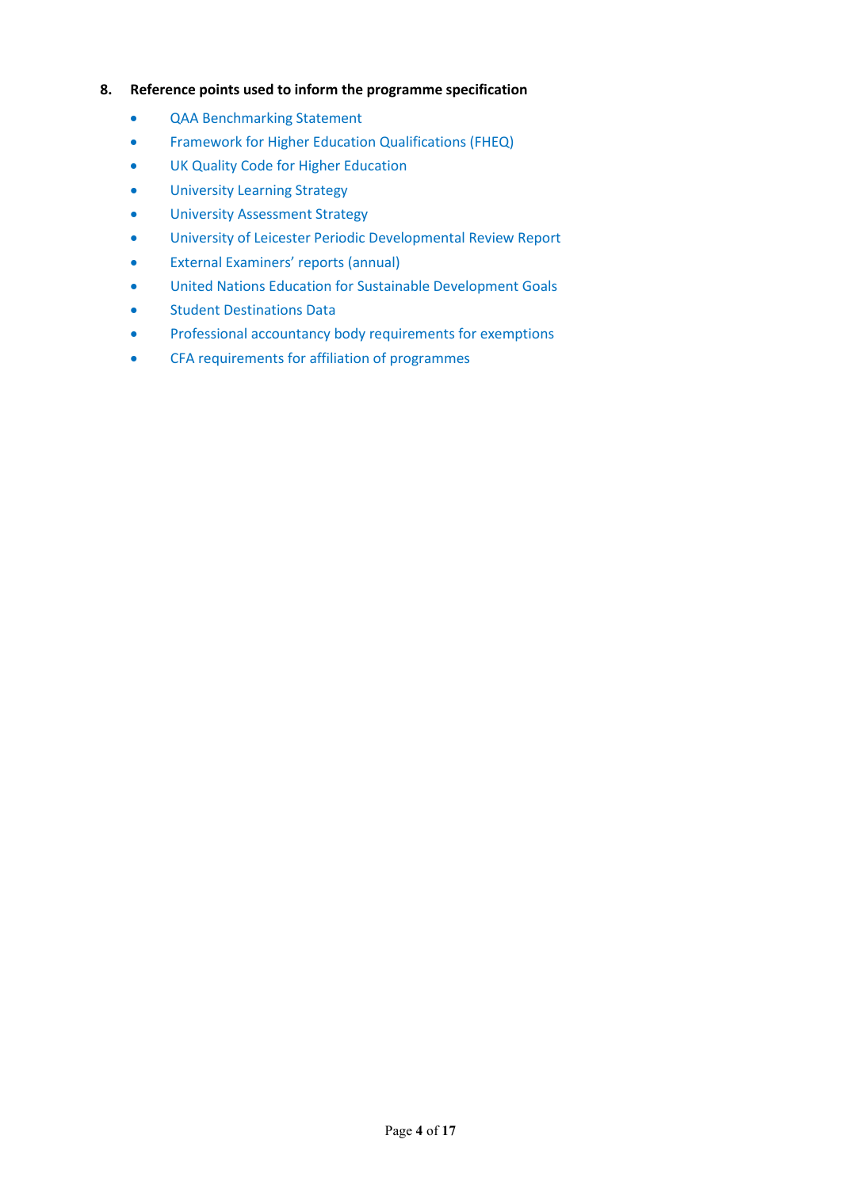## 8. Reference points used to inform the programme specification

- QAA Benchmarking Statement
- Framework for Higher Education Qualifications (FHEQ)
- UK Quality Code for Higher Education
- University Learning Strategy
- University Assessment Strategy
- University of Leicester Periodic Developmental Review Report
- External Examiners' reports (annual)
- United Nations Education for Sustainable Development Goals
- Student Destinations Data
- Professional accountancy body requirements for exemptions
- CFA requirements for affiliation of programmes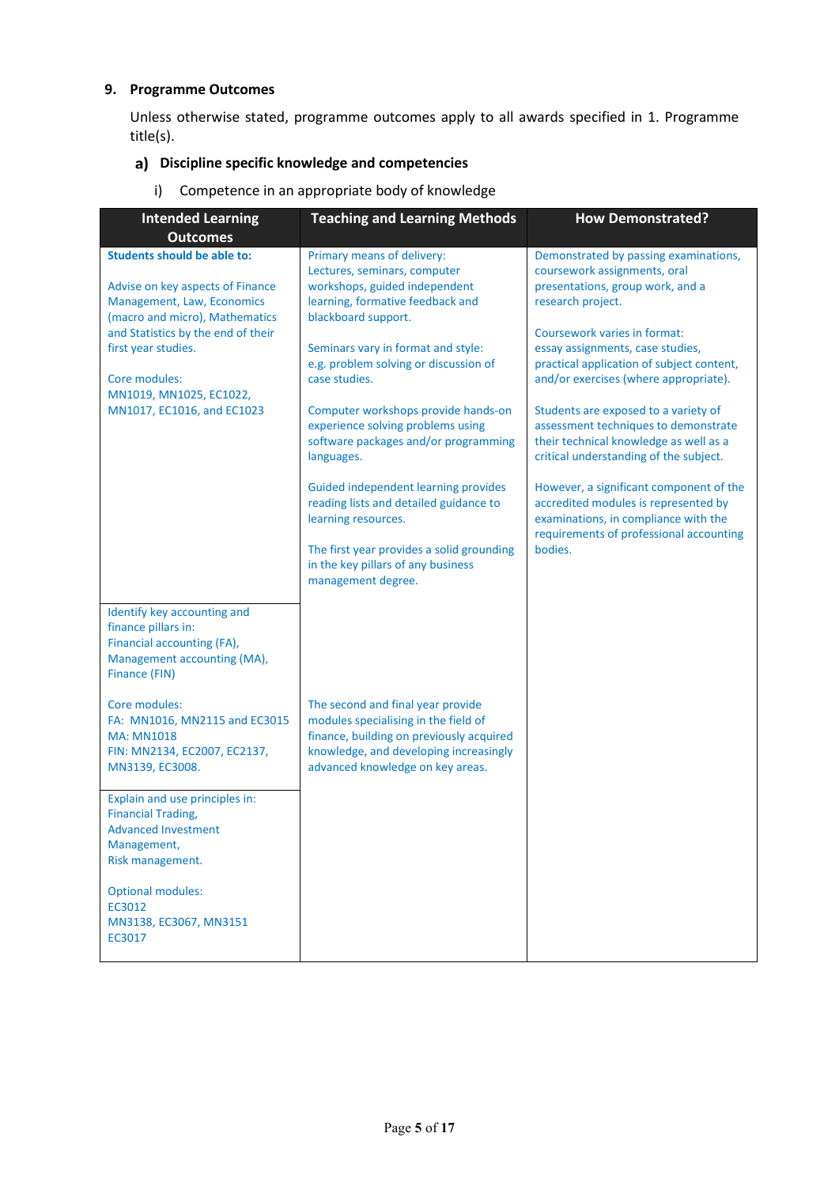## 9. Programme Outcomes

Unless otherwise stated, programme outcomes apply to all awards specified in 1. Programme title(s).

### a) Discipline specific knowledge and competencies

i) Competence in an appropriate body of knowledge

| Intended Learning Outcomes | Teaching and Learning Methods | How Demonstrated? |
|---|---|---|
| **Students should be able to:**<br><br>Advise on key aspects of Finance Management, Law, Economics (macro and micro), Mathematics and Statistics by the end of their first year studies.<br><br>Core modules:<br>MN1019, MN1025, EC1022, MN1017, EC1016, and EC1023 | Primary means of delivery: Lectures, seminars, computer workshops, guided independent learning, formative feedback and blackboard support.<br><br>Seminars vary in format and style: e.g. problem solving or discussion of case studies.<br><br>Computer workshops provide hands-on experience solving problems using software packages and/or programming languages.<br><br>Guided independent learning provides reading lists and detailed guidance to learning resources.<br><br>The first year provides a solid grounding in the key pillars of any business management degree. | Demonstrated by passing examinations, coursework assignments, oral presentations, group work, and a research project.<br><br>Coursework varies in format: essay assignments, case studies, practical application of subject content, and/or exercises (where appropriate).<br><br>Students are exposed to a variety of assessment techniques to demonstrate their technical knowledge as well as a critical understanding of the subject.<br><br>However, a significant component of the accredited modules is represented by examinations, in compliance with the requirements of professional accounting bodies. |
| Identify key accounting and finance pillars in:<br>Financial accounting (FA),<br>Management accounting (MA),<br>Finance (FIN)<br><br>Core modules:<br>FA: MN1016, MN2115 and EC3015<br>MA: MN1018<br>FIN: MN2134, EC2007, EC2137, MN3139, EC3008. | The second and final year provide modules specialising in the field of finance, building on previously acquired knowledge, and developing increasingly advanced knowledge on key areas. | |
| Explain and use principles in:<br>Financial Trading,<br>Advanced Investment Management,<br>Risk management.<br><br>Optional modules:<br>EC3012<br>MN3138, EC3067, MN3151<br>EC3017 | | |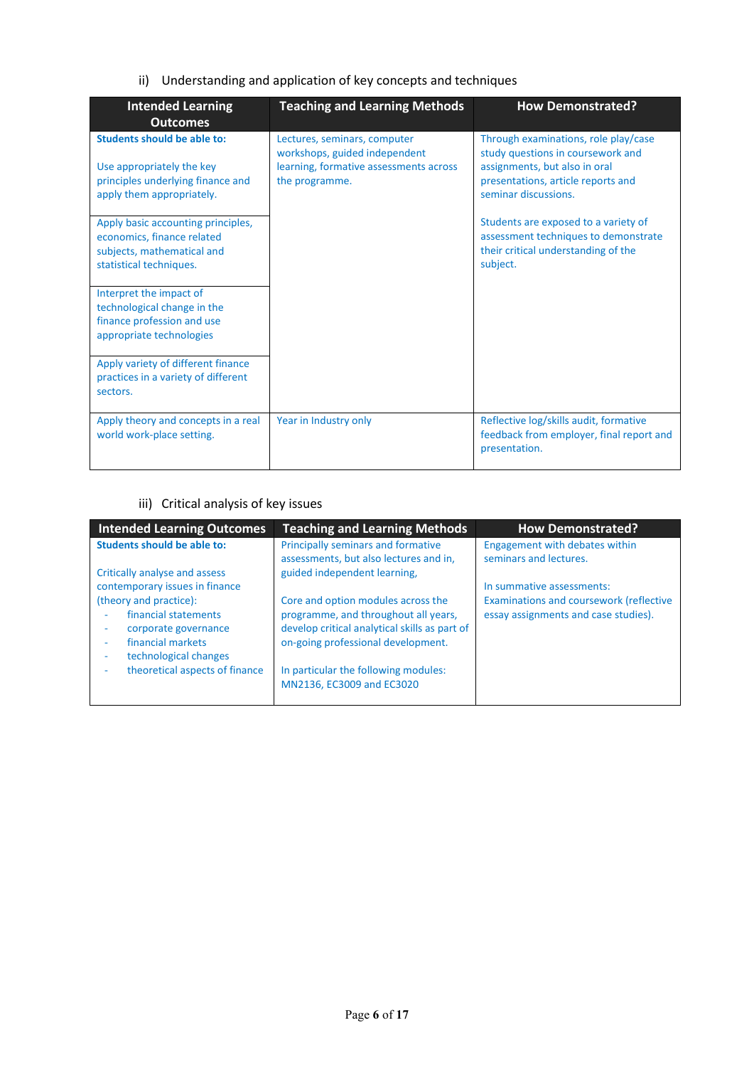ii) Understanding and application of key concepts and techniques

| Intended Learning Outcomes | Teaching and Learning Methods | How Demonstrated? |
|---|---|---|
| **Students should be able to:**<br><br>Use appropriately the key principles underlying finance and apply them appropriately. | Lectures, seminars, computer workshops, guided independent learning, formative assessments across the programme. | Through examinations, role play/case study questions in coursework and assignments, but also in oral presentations, article reports and seminar discussions.<br><br>Students are exposed to a variety of assessment techniques to demonstrate their critical understanding of the subject. |
| Apply basic accounting principles, economics, finance related subjects, mathematical and statistical techniques. | | |
| Interpret the impact of technological change in the finance profession and use appropriate technologies | | |
| Apply variety of different finance practices in a variety of different sectors. | | |
| Apply theory and concepts in a real world work-place setting. | Year in Industry only | Reflective log/skills audit, formative feedback from employer, final report and presentation. |

iii) Critical analysis of key issues

| Intended Learning Outcomes | Teaching and Learning Methods | How Demonstrated? |
|---|---|---|
| **Students should be able to:**<br><br>Critically analyse and assess contemporary issues in finance (theory and practice):<br>- financial statements<br>- corporate governance<br>- financial markets<br>- technological changes<br>- theoretical aspects of finance | Principally seminars and formative assessments, but also lectures and in, guided independent learning,<br><br>Core and option modules across the programme, and throughout all years, develop critical analytical skills as part of on-going professional development.<br><br>In particular the following modules: MN2136, EC3009 and EC3020 | Engagement with debates within seminars and lectures.<br><br>In summative assessments: Examinations and coursework (reflective essay assignments and case studies). |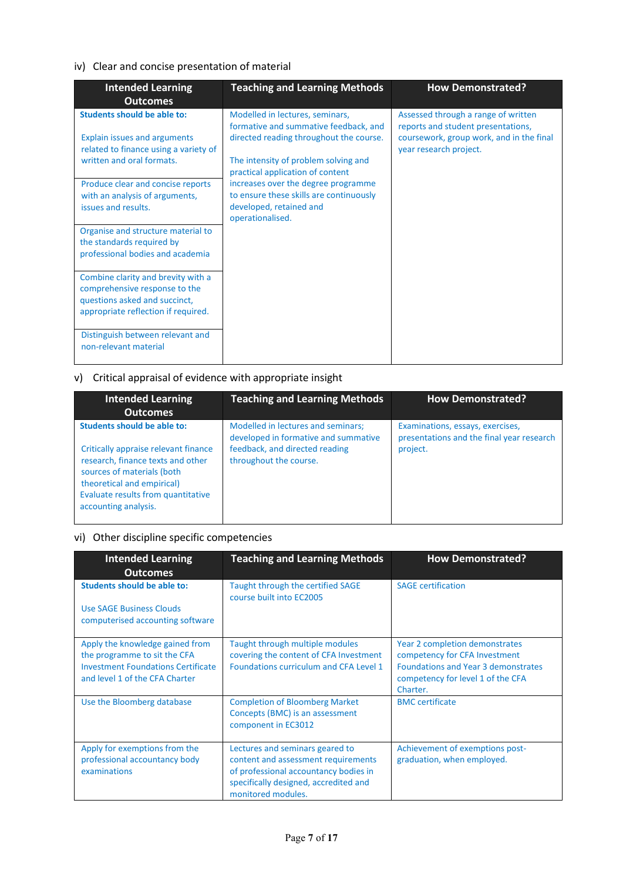iv) Clear and concise presentation of material

| Intended Learning Outcomes | Teaching and Learning Methods | How Demonstrated? |
|---|---|---|
| **Students should be able to:**<br><br>Explain issues and arguments related to finance using a variety of written and oral formats. | Modelled in lectures, seminars, formative and summative feedback, and directed reading throughout the course.<br><br>The intensity of problem solving and practical application of content increases over the degree programme to ensure these skills are continuously developed, retained and operationalised. | Assessed through a range of written reports and student presentations, coursework, group work, and in the final year research project. |
| Produce clear and concise reports with an analysis of arguments, issues and results. | | |
| Organise and structure material to the standards required by professional bodies and academia | | |
| Combine clarity and brevity with a comprehensive response to the questions asked and succinct, appropriate reflection if required. | | |
| Distinguish between relevant and non-relevant material | | |

v) Critical appraisal of evidence with appropriate insight

| Intended Learning Outcomes | Teaching and Learning Methods | How Demonstrated? |
|---|---|---|
| **Students should be able to:**<br><br>Critically appraise relevant finance research, finance texts and other sources of materials (both theoretical and empirical)<br>Evaluate results from quantitative accounting analysis. | Modelled in lectures and seminars; developed in formative and summative feedback, and directed reading throughout the course. | Examinations, essays, exercises, presentations and the final year research project. |

vi) Other discipline specific competencies

| Intended Learning Outcomes | Teaching and Learning Methods | How Demonstrated? |
|---|---|---|
| **Students should be able to:**<br><br>Use SAGE Business Clouds computerised accounting software | Taught through the certified SAGE course built into EC2005 | SAGE certification |
| Apply the knowledge gained from the programme to sit the CFA Investment Foundations Certificate and level 1 of the CFA Charter | Taught through multiple modules covering the content of CFA Investment Foundations curriculum and CFA Level 1 | Year 2 completion demonstrates competency for CFA Investment Foundations and Year 3 demonstrates competency for level 1 of the CFA Charter. |
| Use the Bloomberg database | Completion of Bloomberg Market Concepts (BMC) is an assessment component in EC3012 | BMC certificate |
| Apply for exemptions from the professional accountancy body examinations | Lectures and seminars geared to content and assessment requirements of professional accountancy bodies in specifically designed, accredited and monitored modules. | Achievement of exemptions post-graduation, when employed. |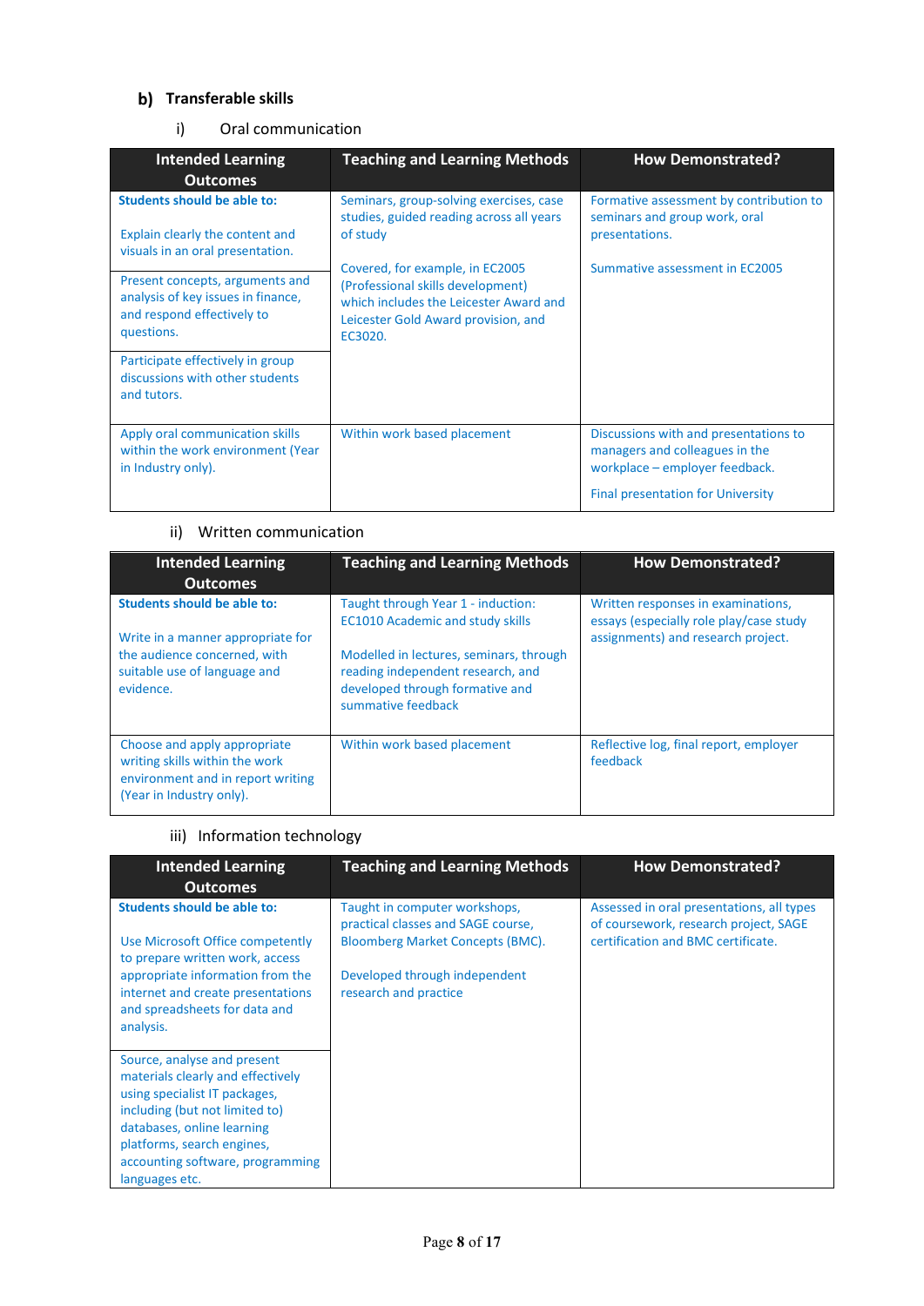## b) Transferable skills

### i) Oral communication

| Intended Learning Outcomes | Teaching and Learning Methods | How Demonstrated? |
|---|---|---|
| **Students should be able to:**<br><br>Explain clearly the content and visuals in an oral presentation. | Seminars, group-solving exercises, case studies, guided reading across all years of study<br><br>Covered, for example, in EC2005 (Professional skills development) which includes the Leicester Award and Leicester Gold Award provision, and EC3020. | Formative assessment by contribution to seminars and group work, oral presentations.<br><br>Summative assessment in EC2005 |
| Present concepts, arguments and analysis of key issues in finance, and respond effectively to questions. | | |
| Participate effectively in group discussions with other students and tutors. | | |
| Apply oral communication skills within the work environment (Year in Industry only). | Within work based placement | Discussions with and presentations to managers and colleagues in the workplace – employer feedback.<br><br>Final presentation for University |

### ii) Written communication

| Intended Learning Outcomes | Teaching and Learning Methods | How Demonstrated? |
|---|---|---|
| **Students should be able to:**<br><br>Write in a manner appropriate for the audience concerned, with suitable use of language and evidence. | Taught through Year 1 - induction: EC1010 Academic and study skills<br><br>Modelled in lectures, seminars, through reading independent research, and developed through formative and summative feedback | Written responses in examinations, essays (especially role play/case study assignments) and research project. |
| Choose and apply appropriate writing skills within the work environment and in report writing (Year in Industry only). | Within work based placement | Reflective log, final report, employer feedback |

### iii) Information technology

| Intended Learning Outcomes | Teaching and Learning Methods | How Demonstrated? |
|---|---|---|
| **Students should be able to:**<br><br>Use Microsoft Office competently to prepare written work, access appropriate information from the internet and create presentations and spreadsheets for data and analysis. | Taught in computer workshops, practical classes and SAGE course, Bloomberg Market Concepts (BMC).<br><br>Developed through independent research and practice | Assessed in oral presentations, all types of coursework, research project, SAGE certification and BMC certificate. |
| Source, analyse and present materials clearly and effectively using specialist IT packages, including (but not limited to) databases, online learning platforms, search engines, accounting software, programming languages etc. | | |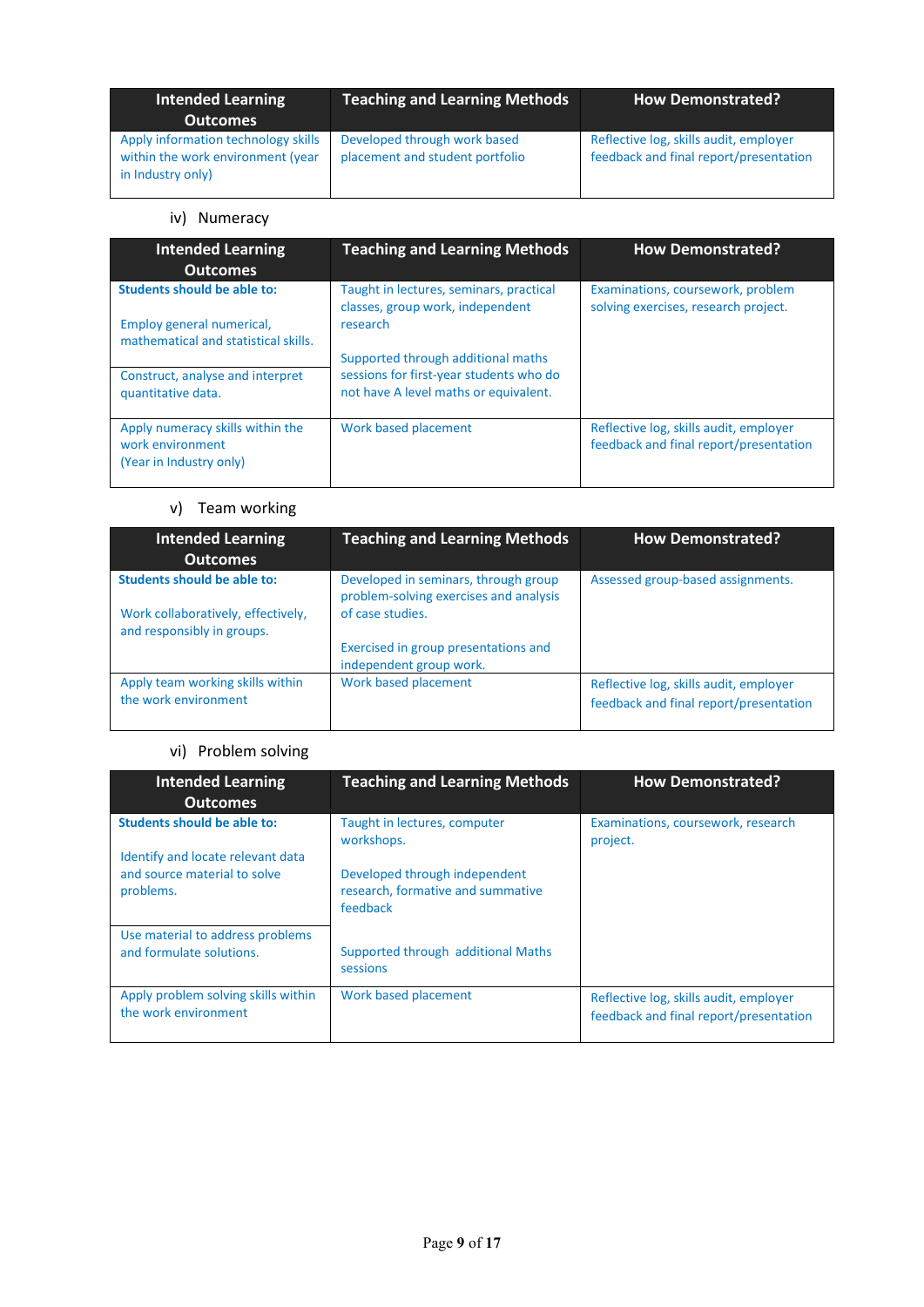| Intended Learning Outcomes | Teaching and Learning Methods | How Demonstrated? |
| --- | --- | --- |
| Apply information technology skills within the work environment (year in Industry only) | Developed through work based placement and student portfolio | Reflective log, skills audit, employer feedback and final report/presentation |

iv) Numeracy

| Intended Learning Outcomes | Teaching and Learning Methods | How Demonstrated? |
| --- | --- | --- |
| **Students should be able to:**<br><br>Employ general numerical, mathematical and statistical skills. | Taught in lectures, seminars, practical classes, group work, independent research<br><br>Supported through additional maths sessions for first-year students who do not have A level maths or equivalent. | Examinations, coursework, problem solving exercises, research project. |
| Construct, analyse and interpret quantitative data. | | |
| Apply numeracy skills within the work environment<br>(Year in Industry only) | Work based placement | Reflective log, skills audit, employer feedback and final report/presentation |

v) Team working

| Intended Learning Outcomes | Teaching and Learning Methods | How Demonstrated? |
| --- | --- | --- |
| **Students should be able to:**<br><br>Work collaboratively, effectively, and responsibly in groups. | Developed in seminars, through group problem-solving exercises and analysis of case studies.<br><br>Exercised in group presentations and independent group work. | Assessed group-based assignments. |
| Apply team working skills within the work environment | Work based placement | Reflective log, skills audit, employer feedback and final report/presentation |

vi) Problem solving

| Intended Learning Outcomes | Teaching and Learning Methods | How Demonstrated? |
| --- | --- | --- |
| **Students should be able to:**<br><br>Identify and locate relevant data and source material to solve problems. | Taught in lectures, computer workshops.<br><br>Developed through independent research, formative and summative feedback<br><br>Supported through additional Maths sessions | Examinations, coursework, research project. |
| Use material to address problems and formulate solutions. | | |
| Apply problem solving skills within the work environment | Work based placement | Reflective log, skills audit, employer feedback and final report/presentation |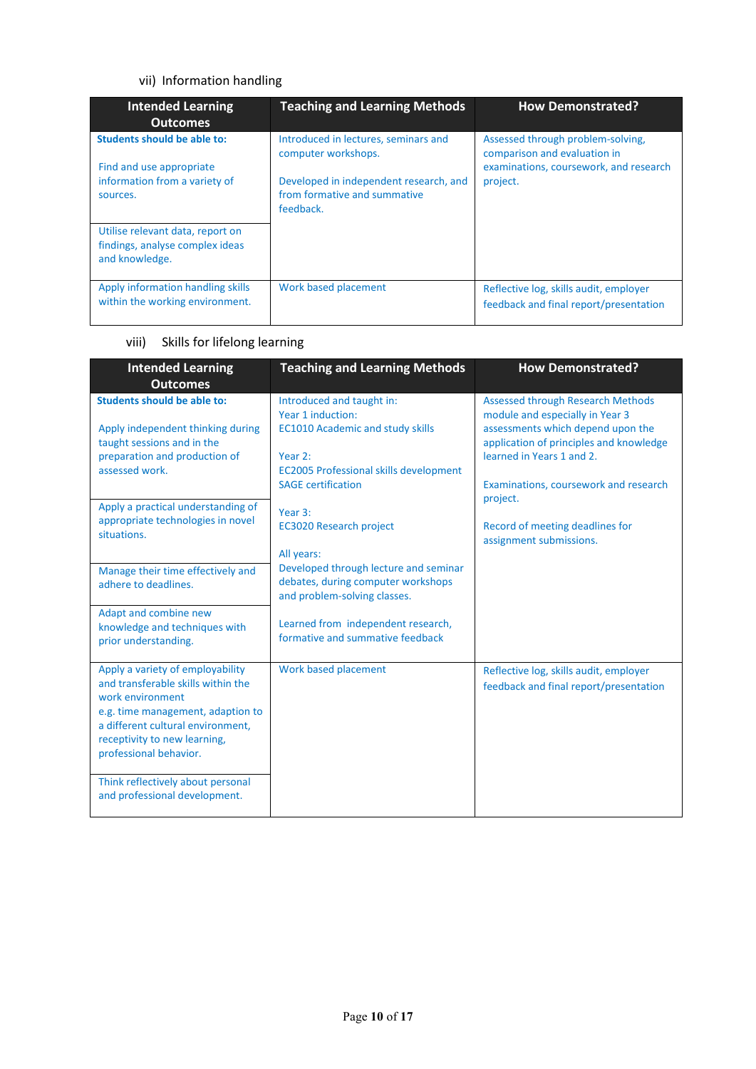vii) Information handling

| Intended Learning Outcomes | Teaching and Learning Methods | How Demonstrated? |
| --- | --- | --- |
| **Students should be able to:**<br><br>Find and use appropriate information from a variety of sources.<br><br>Utilise relevant data, report on findings, analyse complex ideas and knowledge. | Introduced in lectures, seminars and computer workshops.<br><br>Developed in independent research, and from formative and summative feedback. | Assessed through problem-solving, comparison and evaluation in examinations, coursework, and research project. |
| Apply information handling skills within the working environment. | Work based placement | Reflective log, skills audit, employer feedback and final report/presentation |

viii) Skills for lifelong learning

| Intended Learning Outcomes | Teaching and Learning Methods | How Demonstrated? |
| --- | --- | --- |
| **Students should be able to:**<br><br>Apply independent thinking during taught sessions and in the preparation and production of assessed work.<br><br>Apply a practical understanding of appropriate technologies in novel situations.<br><br>Manage their time effectively and adhere to deadlines.<br><br>Adapt and combine new knowledge and techniques with prior understanding. | Introduced and taught in:<br>Year 1 induction:<br>EC1010 Academic and study skills<br><br>Year 2:<br>EC2005 Professional skills development<br>SAGE certification<br><br>Year 3:<br>EC3020 Research project<br><br>All years:<br>Developed through lecture and seminar debates, during computer workshops and problem-solving classes.<br><br>Learned from independent research, formative and summative feedback | Assessed through Research Methods module and especially in Year 3 assessments which depend upon the application of principles and knowledge learned in Years 1 and 2.<br><br>Examinations, coursework and research project.<br><br>Record of meeting deadlines for assignment submissions. |
| Apply a variety of employability and transferable skills within the work environment<br>e.g. time management, adaption to a different cultural environment, receptivity to new learning, professional behavior.<br><br>Think reflectively about personal and professional development. | Work based placement | Reflective log, skills audit, employer feedback and final report/presentation |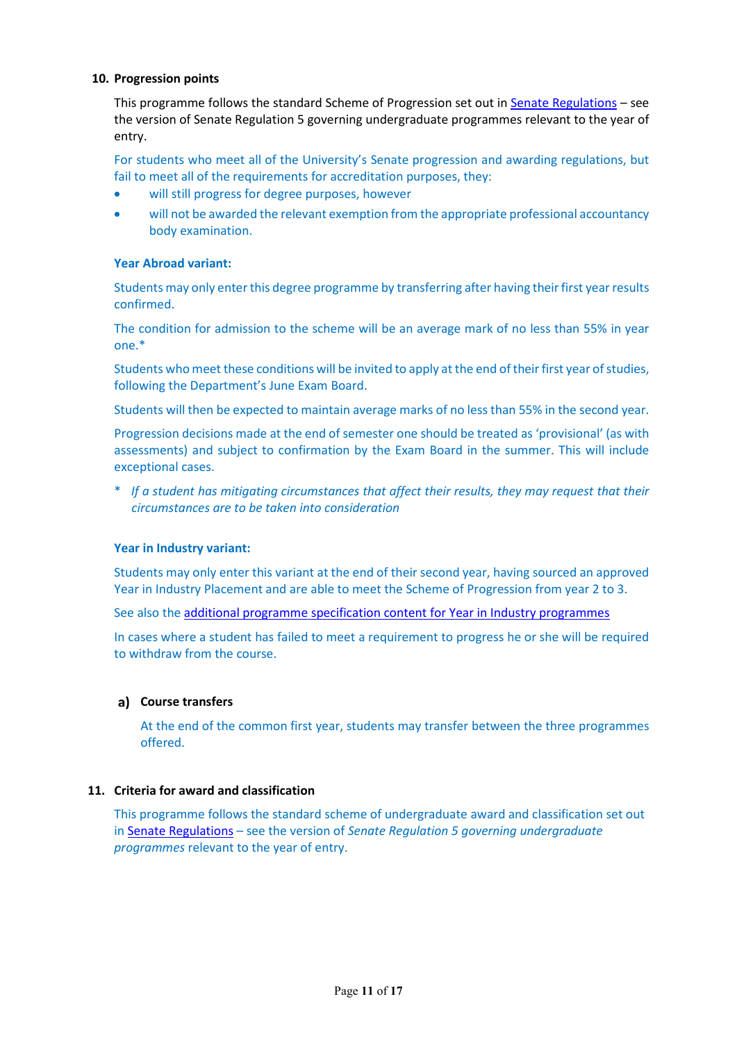## 10. Progression points

This programme follows the standard Scheme of Progression set out in [Senate Regulations](#) – see the version of Senate Regulation 5 governing undergraduate programmes relevant to the year of entry.

For students who meet all of the University's Senate progression and awarding regulations, but fail to meet all of the requirements for accreditation purposes, they:

- will still progress for degree purposes, however
- will not be awarded the relevant exemption from the appropriate professional accountancy body examination.

**Year Abroad variant:**

Students may only enter this degree programme by transferring after having their first year results confirmed.

The condition for admission to the scheme will be an average mark of no less than 55% in year one.*

Students who meet these conditions will be invited to apply at the end of their first year of studies, following the Department's June Exam Board.

Students will then be expected to maintain average marks of no less than 55% in the second year.

Progression decisions made at the end of semester one should be treated as 'provisional' (as with assessments) and subject to confirmation by the Exam Board in the summer. This will include exceptional cases.

\* *If a student has mitigating circumstances that affect their results, they may request that their circumstances are to be taken into consideration*

**Year in Industry variant:**

Students may only enter this variant at the end of their second year, having sourced an approved Year in Industry Placement and are able to meet the Scheme of Progression from year 2 to 3.

See also the [additional programme specification content for Year in Industry programmes](#)

In cases where a student has failed to meet a requirement to progress he or she will be required to withdraw from the course.

### a) Course transfers

At the end of the common first year, students may transfer between the three programmes offered.

## 11. Criteria for award and classification

This programme follows the standard scheme of undergraduate award and classification set out in [Senate Regulations](#) – see the version of *Senate Regulation 5 governing undergraduate programmes* relevant to the year of entry.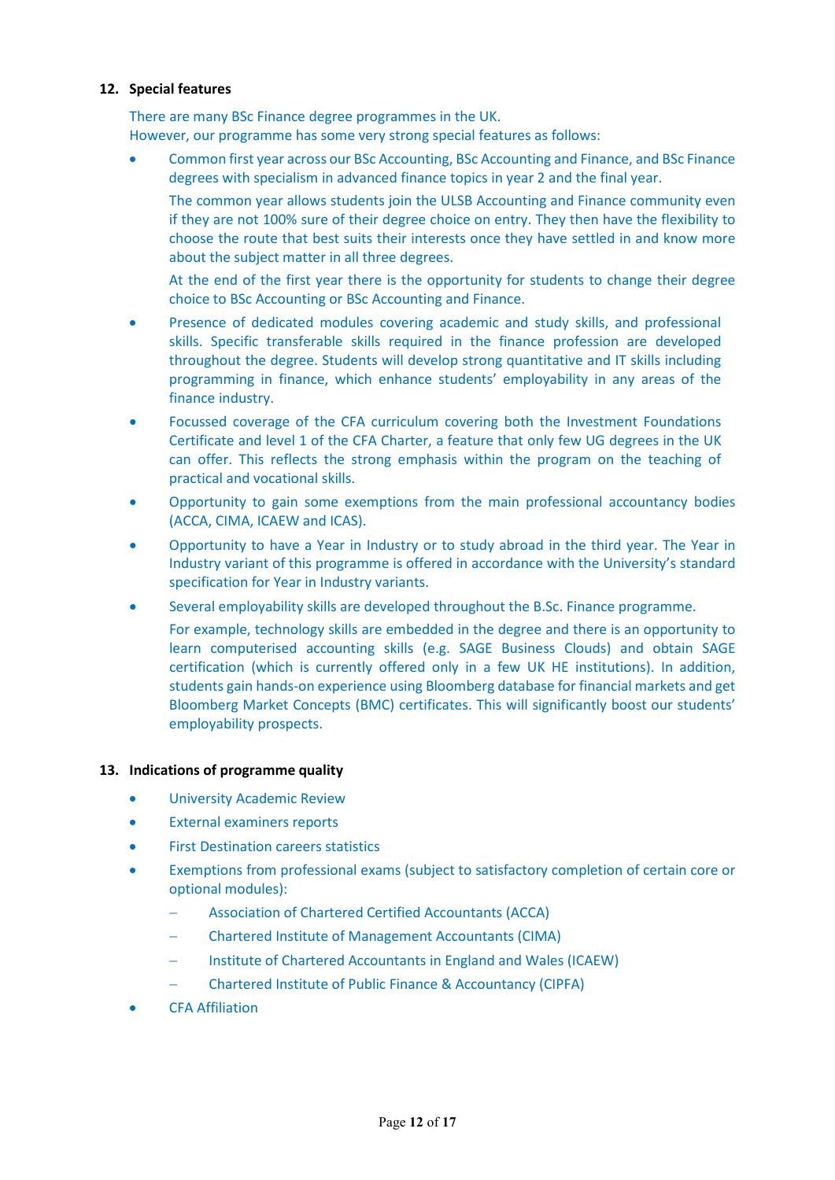## 12. Special features

There are many BSc Finance degree programmes in the UK.
However, our programme has some very strong special features as follows:

- Common first year across our BSc Accounting, BSc Accounting and Finance, and BSc Finance degrees with specialism in advanced finance topics in year 2 and the final year.

  The common year allows students join the ULSB Accounting and Finance community even if they are not 100% sure of their degree choice on entry. They then have the flexibility to choose the route that best suits their interests once they have settled in and know more about the subject matter in all three degrees.

  At the end of the first year there is the opportunity for students to change their degree choice to BSc Accounting or BSc Accounting and Finance.

- Presence of dedicated modules covering academic and study skills, and professional skills. Specific transferable skills required in the finance profession are developed throughout the degree. Students will develop strong quantitative and IT skills including programming in finance, which enhance students' employability in any areas of the finance industry.
- Focussed coverage of the CFA curriculum covering both the Investment Foundations Certificate and level 1 of the CFA Charter, a feature that only few UG degrees in the UK can offer. This reflects the strong emphasis within the program on the teaching of practical and vocational skills.
- Opportunity to gain some exemptions from the main professional accountancy bodies (ACCA, CIMA, ICAEW and ICAS).
- Opportunity to have a Year in Industry or to study abroad in the third year. The Year in Industry variant of this programme is offered in accordance with the University's standard specification for Year in Industry variants.
- Several employability skills are developed throughout the B.Sc. Finance programme.

  For example, technology skills are embedded in the degree and there is an opportunity to learn computerised accounting skills (e.g. SAGE Business Clouds) and obtain SAGE certification (which is currently offered only in a few UK HE institutions). In addition, students gain hands-on experience using Bloomberg database for financial markets and get Bloomberg Market Concepts (BMC) certificates. This will significantly boost our students' employability prospects.

## 13. Indications of programme quality

- University Academic Review
- External examiners reports
- First Destination careers statistics
- Exemptions from professional exams (subject to satisfactory completion of certain core or optional modules):
  - Association of Chartered Certified Accountants (ACCA)
  - Chartered Institute of Management Accountants (CIMA)
  - Institute of Chartered Accountants in England and Wales (ICAEW)
  - Chartered Institute of Public Finance & Accountancy (CIPFA)
- CFA Affiliation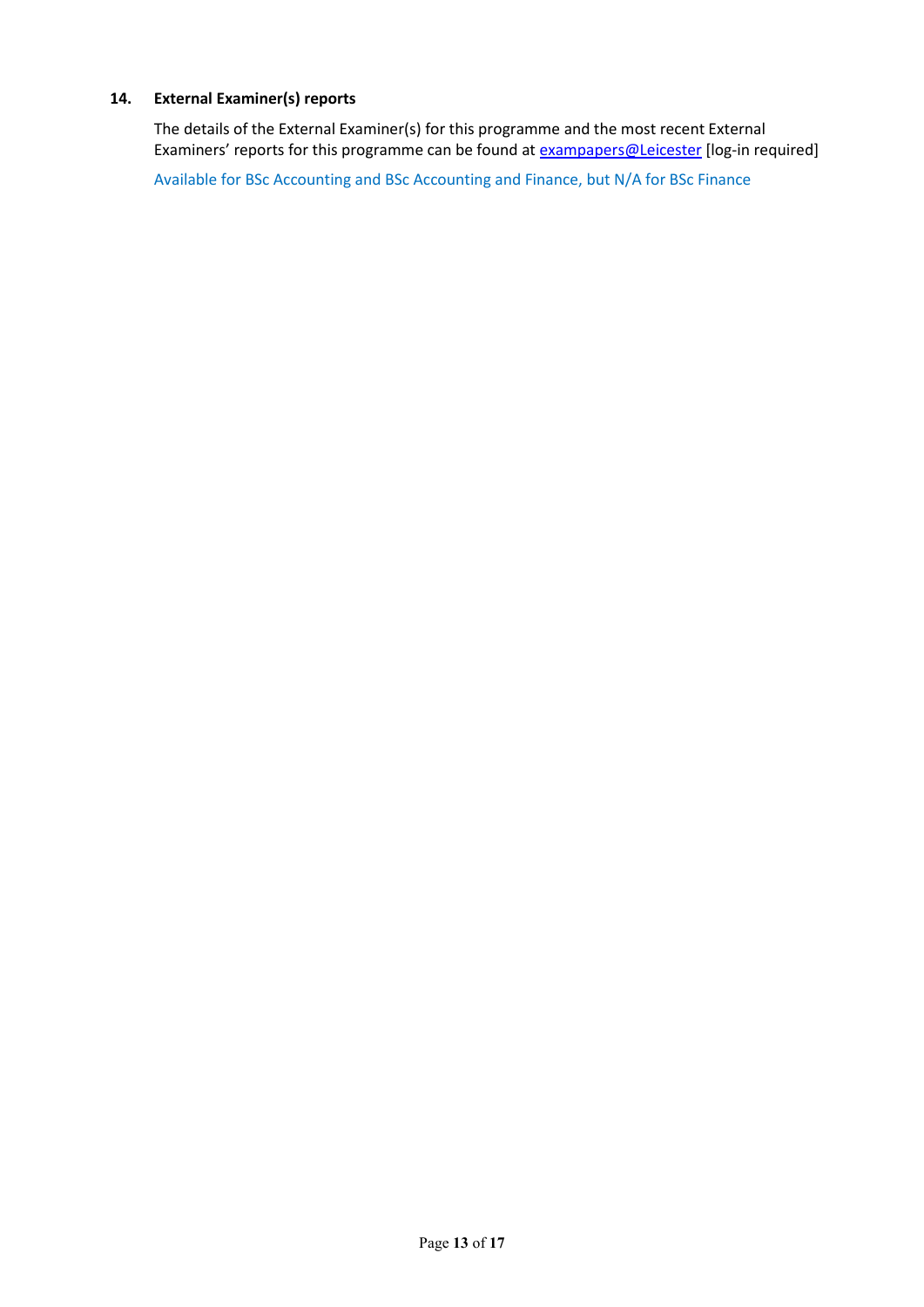## 14. External Examiner(s) reports

The details of the External Examiner(s) for this programme and the most recent External Examiners' reports for this programme can be found at [exampapers@Leicester](exampapers@Leicester) [log-in required]

Available for BSc Accounting and BSc Accounting and Finance, but N/A for BSc Finance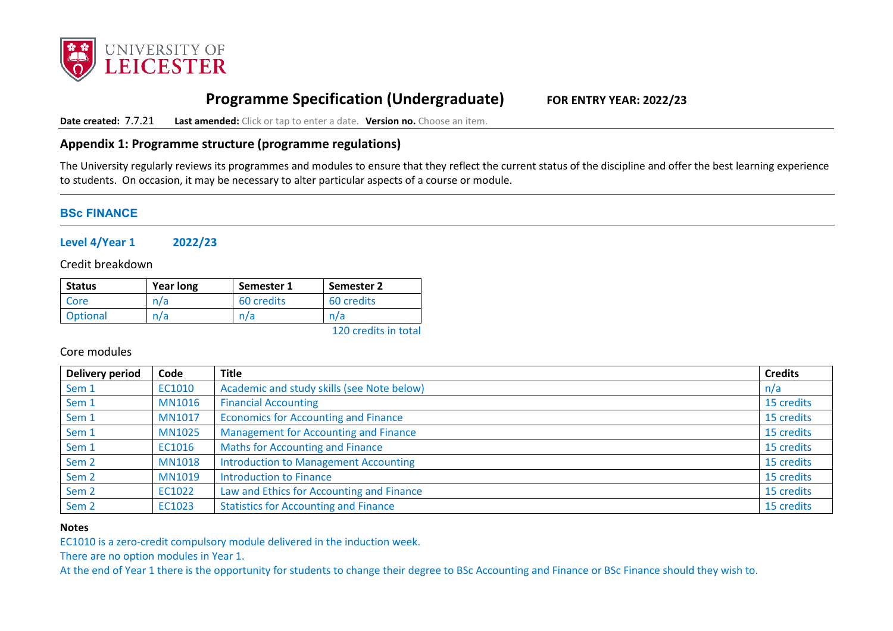# Programme Specification (Undergraduate) FOR ENTRY YEAR: 2022/23

**Date created:** 7.7.21 **Last amended:** Click or tap to enter a date. **Version no.** Choose an item.

## Appendix 1: Programme structure (programme regulations)

The University regularly reviews its programmes and modules to ensure that they reflect the current status of the discipline and offer the best learning experience to students. On occasion, it may be necessary to alter particular aspects of a course or module.

### BSc FINANCE

### Level 4/Year 1 2022/23

Credit breakdown

| Status | Year long | Semester 1 | Semester 2 |
|---|---|---|---|
| Core | n/a | 60 credits | 60 credits |
| Optional | n/a | n/a | n/a |

120 credits in total

Core modules

| Delivery period | Code | Title | Credits |
|---|---|---|---|
| Sem 1 | EC1010 | Academic and study skills (see Note below) | n/a |
| Sem 1 | MN1016 | Financial Accounting | 15 credits |
| Sem 1 | MN1017 | Economics for Accounting and Finance | 15 credits |
| Sem 1 | MN1025 | Management for Accounting and Finance | 15 credits |
| Sem 1 | EC1016 | Maths for Accounting and Finance | 15 credits |
| Sem 2 | MN1018 | Introduction to Management Accounting | 15 credits |
| Sem 2 | MN1019 | Introduction to Finance | 15 credits |
| Sem 2 | EC1022 | Law and Ethics for Accounting and Finance | 15 credits |
| Sem 2 | EC1023 | Statistics for Accounting and Finance | 15 credits |

**Notes**

EC1010 is a zero-credit compulsory module delivered in the induction week.

There are no option modules in Year 1.

At the end of Year 1 there is the opportunity for students to change their degree to BSc Accounting and Finance or BSc Finance should they wish to.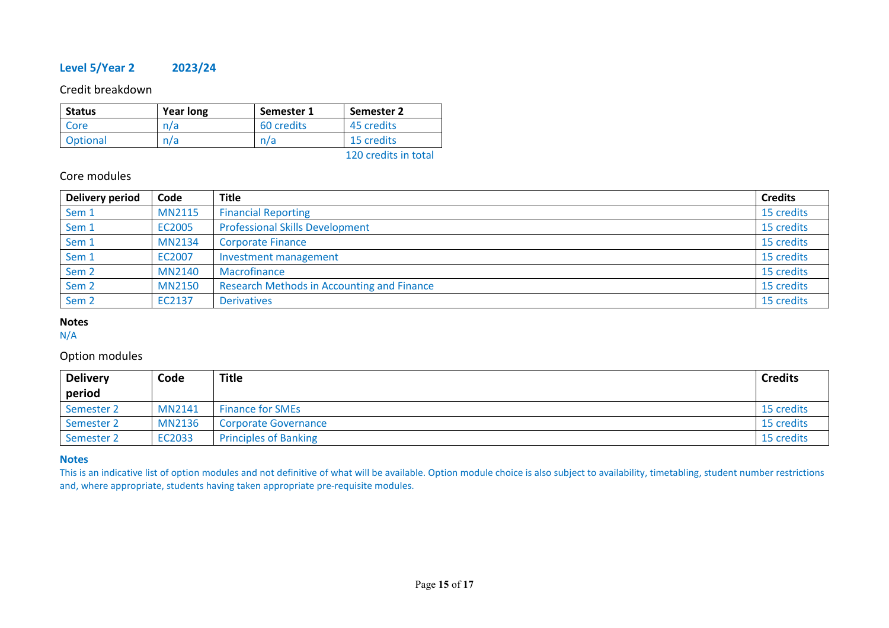## Level 5/Year 2 2023/24

Credit breakdown

| Status | Year long | Semester 1 | Semester 2 |
|---|---|---|---|
| Core | n/a | 60 credits | 45 credits |
| Optional | n/a | n/a | 15 credits |

120 credits in total

Core modules

| Delivery period | Code | Title | Credits |
|---|---|---|---|
| Sem 1 | MN2115 | Financial Reporting | 15 credits |
| Sem 1 | EC2005 | Professional Skills Development | 15 credits |
| Sem 1 | MN2134 | Corporate Finance | 15 credits |
| Sem 1 | EC2007 | Investment management | 15 credits |
| Sem 2 | MN2140 | Macrofinance | 15 credits |
| Sem 2 | MN2150 | Research Methods in Accounting and Finance | 15 credits |
| Sem 2 | EC2137 | Derivatives | 15 credits |

**Notes**

N/A

Option modules

| Delivery period | Code | Title | Credits |
|---|---|---|---|
| Semester 2 | MN2141 | Finance for SMEs | 15 credits |
| Semester 2 | MN2136 | Corporate Governance | 15 credits |
| Semester 2 | EC2033 | Principles of Banking | 15 credits |

**Notes**

This is an indicative list of option modules and not definitive of what will be available. Option module choice is also subject to availability, timetabling, student number restrictions and, where appropriate, students having taken appropriate pre-requisite modules.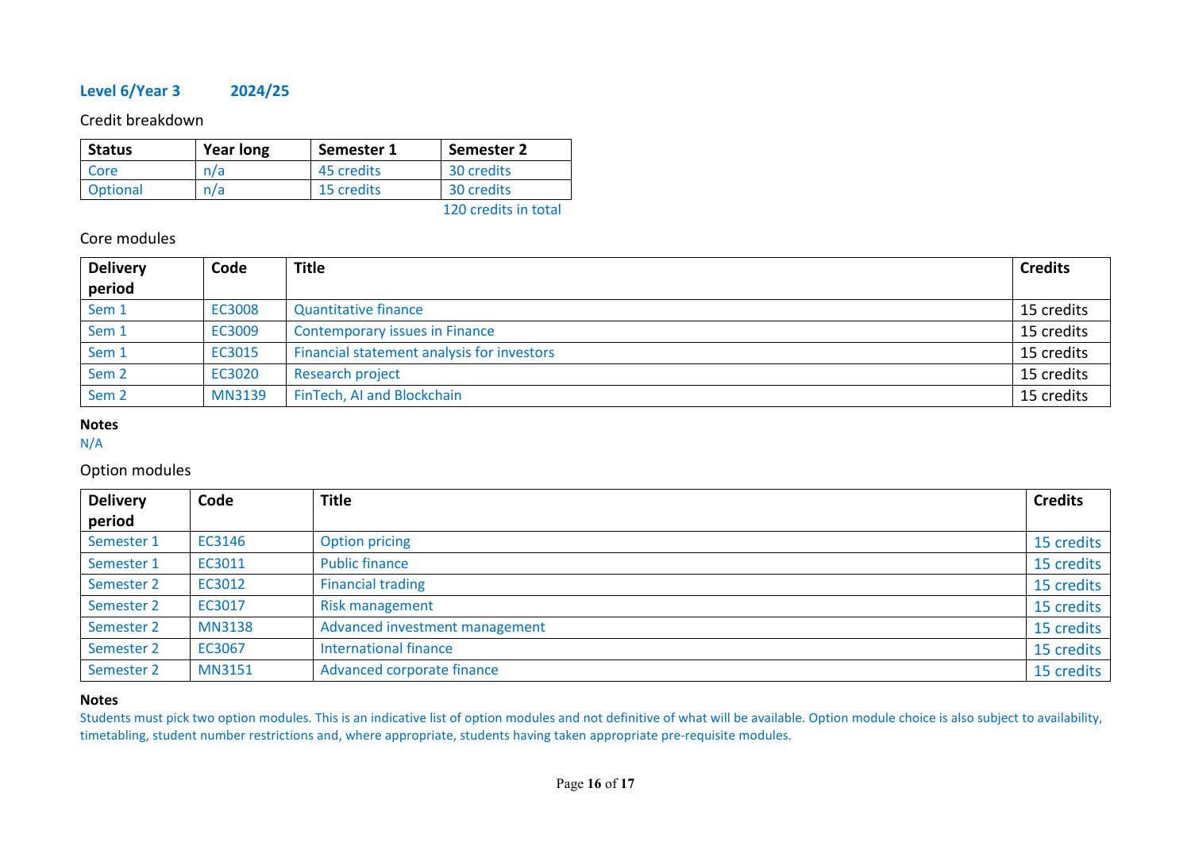## Level 6/Year 3 2024/25

Credit breakdown

| Status | Year long | Semester 1 | Semester 2 |
|---|---|---|---|
| Core | n/a | 45 credits | 30 credits |
| Optional | n/a | 15 credits | 30 credits |

120 credits in total

Core modules

| Delivery period | Code | Title | Credits |
|---|---|---|---|
| Sem 1 | EC3008 | Quantitative finance | 15 credits |
| Sem 1 | EC3009 | Contemporary issues in Finance | 15 credits |
| Sem 1 | EC3015 | Financial statement analysis for investors | 15 credits |
| Sem 2 | EC3020 | Research project | 15 credits |
| Sem 2 | MN3139 | FinTech, AI and Blockchain | 15 credits |

**Notes**

N/A

Option modules

| Delivery period | Code | Title | Credits |
|---|---|---|---|
| Semester 1 | EC3146 | Option pricing | 15 credits |
| Semester 1 | EC3011 | Public finance | 15 credits |
| Semester 2 | EC3012 | Financial trading | 15 credits |
| Semester 2 | EC3017 | Risk management | 15 credits |
| Semester 2 | MN3138 | Advanced investment management | 15 credits |
| Semester 2 | EC3067 | International finance | 15 credits |
| Semester 2 | MN3151 | Advanced corporate finance | 15 credits |

**Notes**

Students must pick two option modules. This is an indicative list of option modules and not definitive of what will be available. Option module choice is also subject to availability, timetabling, student number restrictions and, where appropriate, students having taken appropriate pre-requisite modules.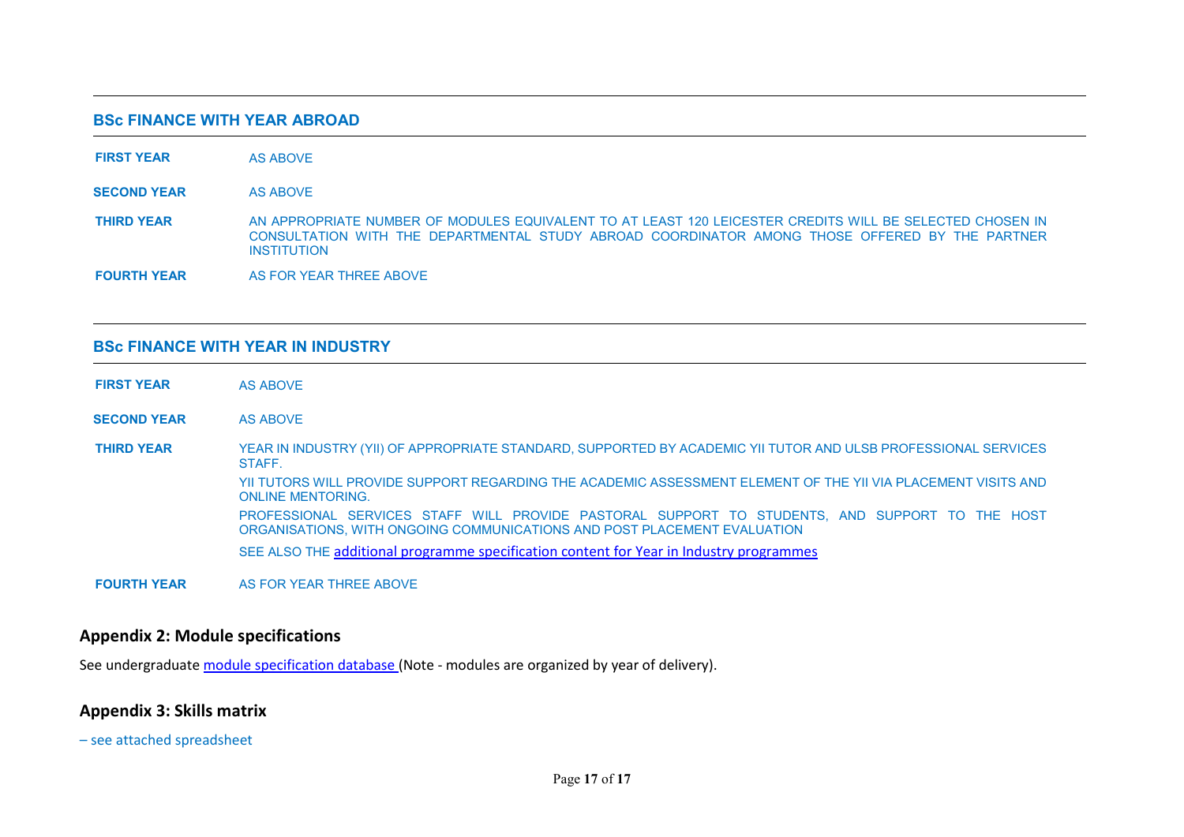### BSc FINANCE WITH YEAR ABROAD

| | |
|---|---|
| **FIRST YEAR** | AS ABOVE |
| **SECOND YEAR** | AS ABOVE |
| **THIRD YEAR** | AN APPROPRIATE NUMBER OF MODULES EQUIVALENT TO AT LEAST 120 LEICESTER CREDITS WILL BE SELECTED CHOSEN IN CONSULTATION WITH THE DEPARTMENTAL STUDY ABROAD COORDINATOR AMONG THOSE OFFERED BY THE PARTNER INSTITUTION |
| **FOURTH YEAR** | AS FOR YEAR THREE ABOVE |

### BSc FINANCE WITH YEAR IN INDUSTRY

| | |
|---|---|
| **FIRST YEAR** | AS ABOVE |
| **SECOND YEAR** | AS ABOVE |
| **THIRD YEAR** | YEAR IN INDUSTRY (YII) OF APPROPRIATE STANDARD, SUPPORTED BY ACADEMIC YII TUTOR AND ULSB PROFESSIONAL SERVICES STAFF.<br>YII TUTORS WILL PROVIDE SUPPORT REGARDING THE ACADEMIC ASSESSMENT ELEMENT OF THE YII VIA PLACEMENT VISITS AND ONLINE MENTORING.<br>PROFESSIONAL SERVICES STAFF WILL PROVIDE PASTORAL SUPPORT TO STUDENTS, AND SUPPORT TO THE HOST ORGANISATIONS, WITH ONGOING COMMUNICATIONS AND POST PLACEMENT EVALUATION<br>SEE ALSO THE additional programme specification content for Year in Industry programmes |
| **FOURTH YEAR** | AS FOR YEAR THREE ABOVE |

## Appendix 2: Module specifications

See undergraduate module specification database (Note - modules are organized by year of delivery).

## Appendix 3: Skills matrix

– see attached spreadsheet